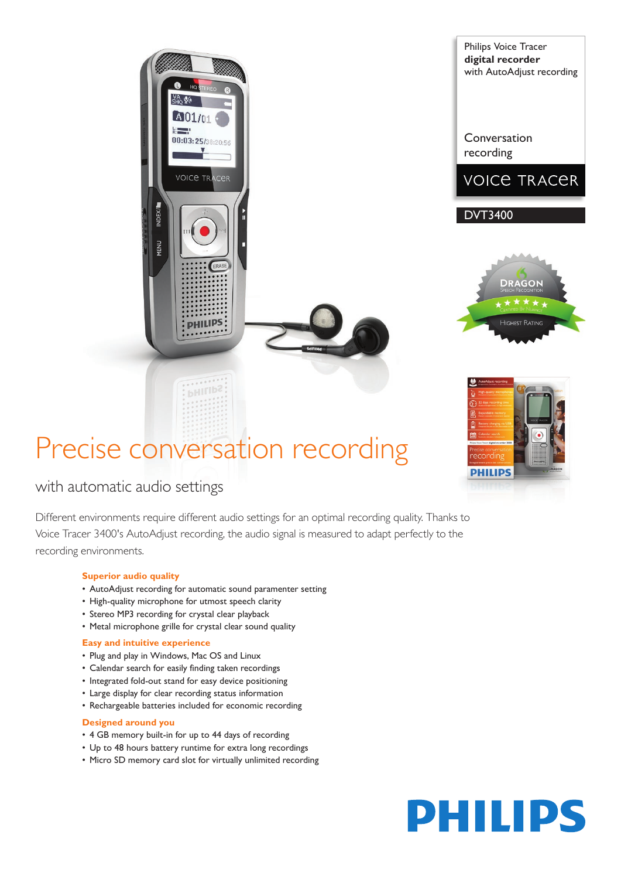Philips Voice Tracer
**digital recorder**
with AutoAdjust recording

Conversation recording

VOICE TRACER

DVT3400

# Precise conversation recording

## with automatic audio settings

Different environments require different audio settings for an optimal recording quality. Thanks to Voice Tracer 3400's AutoAdjust recording, the audio signal is measured to adapt perfectly to the recording environments.

**Superior audio quality**

- AutoAdjust recording for automatic sound paramenter setting
- High-quality microphone for utmost speech clarity
- Stereo MP3 recording for crystal clear playback
- Metal microphone grille for crystal clear sound quality

**Easy and intuitive experience**

- Plug and play in Windows, Mac OS and Linux
- Calendar search for easily finding taken recordings
- Integrated fold-out stand for easy device positioning
- Large display for clear recording status information
- Rechargeable batteries included for economic recording

**Designed around you**

- 4 GB memory built-in for up to 44 days of recording
- Up to 48 hours battery runtime for extra long recordings
- Micro SD memory card slot for virtually unlimited recording

PHILIPS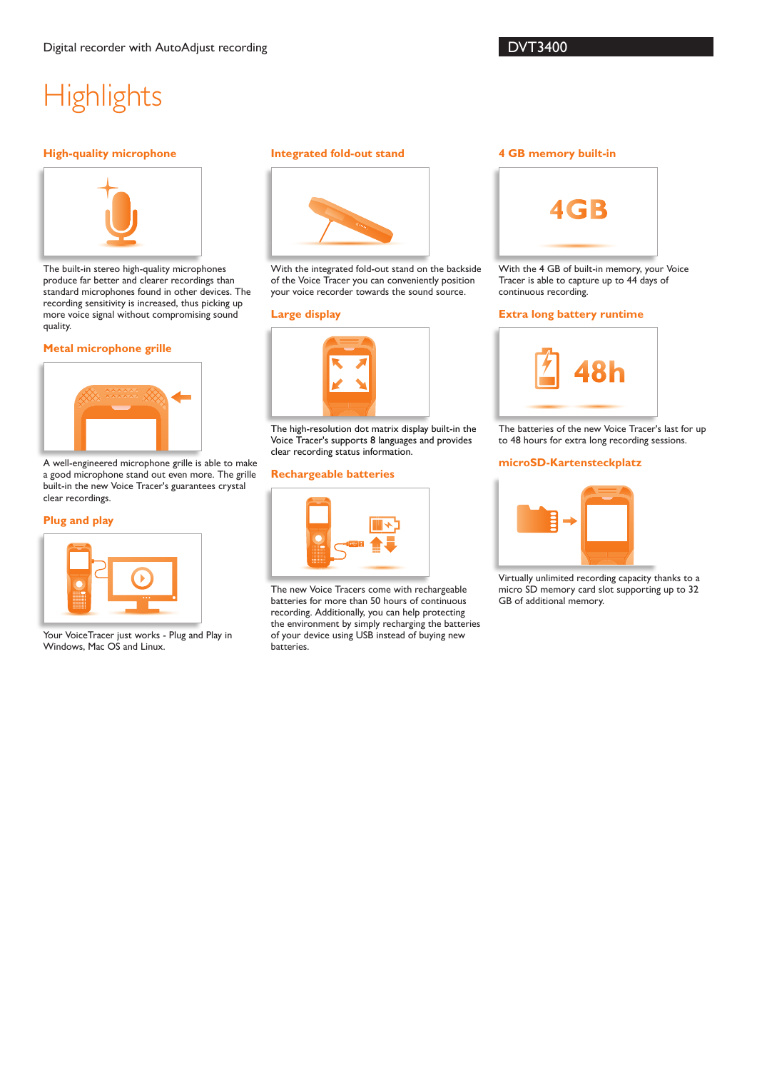# Highlights

## High-quality microphone

The built-in stereo high-quality microphones produce far better and clearer recordings than standard microphones found in other devices. The recording sensitivity is increased, thus picking up more voice signal without compromising sound quality.

## Metal microphone grille

A well-engineered microphone grille is able to make a good microphone stand out even more. The grille built-in the new Voice Tracer's guarantees crystal clear recordings.

## Plug and play

Your VoiceTracer just works - Plug and Play in Windows, Mac OS and Linux.

## Integrated fold-out stand

With the integrated fold-out stand on the backside of the Voice Tracer you can conveniently position your voice recorder towards the sound source.

## Large display

The high-resolution dot matrix display built-in the Voice Tracer's supports 8 languages and provides clear recording status information.

## Rechargeable batteries

The new Voice Tracers come with rechargeable batteries for more than 50 hours of continuous recording. Additionally, you can help protecting the environment by simply recharging the batteries of your device using USB instead of buying new batteries.

## 4 GB memory built-in

With the 4 GB of built-in memory, your Voice Tracer is able to capture up to 44 days of continuous recording.

## Extra long battery runtime

The batteries of the new Voice Tracer's last for up to 48 hours for extra long recording sessions.

## microSD-Kartensteckplatz

Virtually unlimited recording capacity thanks to a micro SD memory card slot supporting up to 32 GB of additional memory.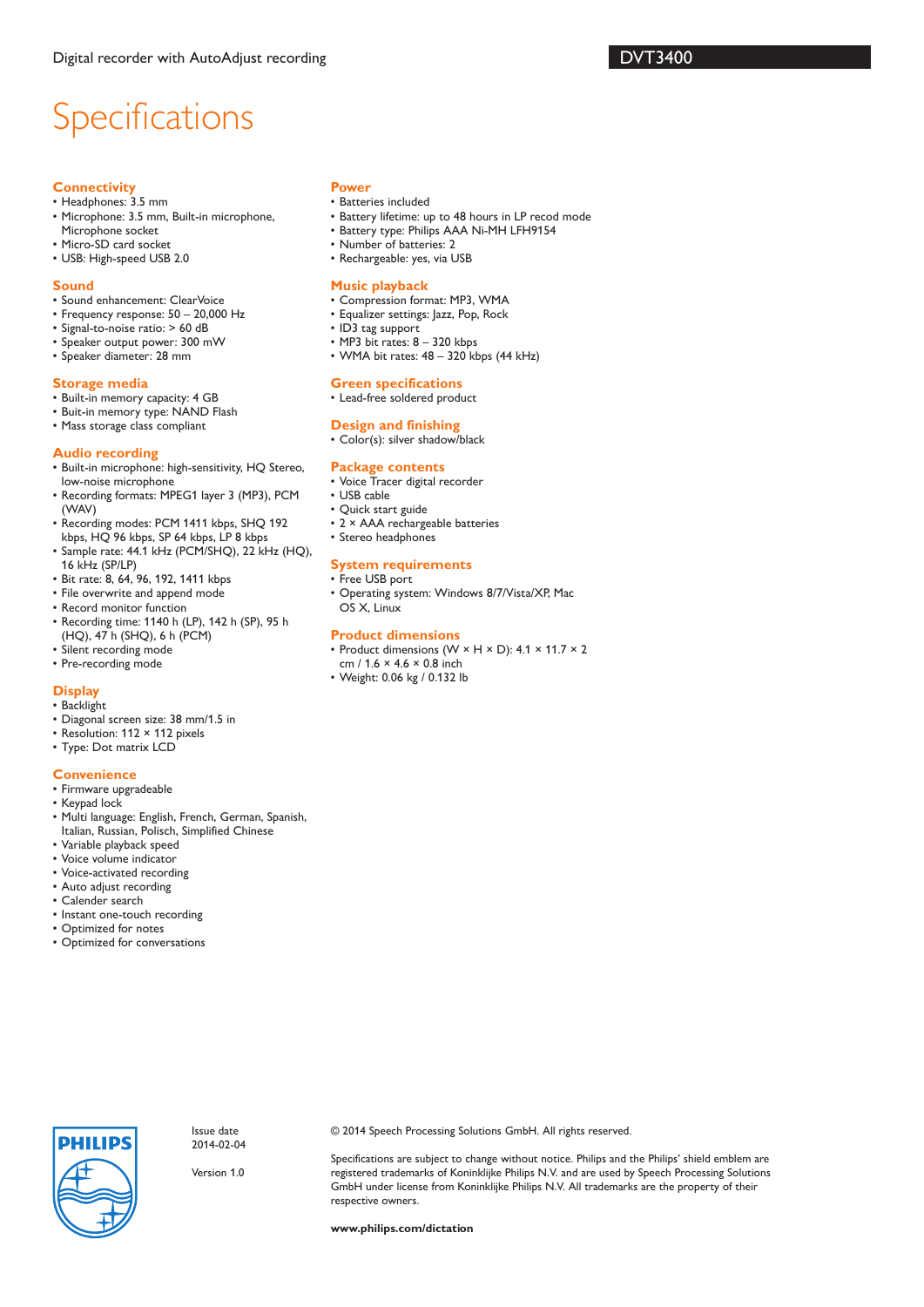# Specifications

## Connectivity
- Headphones: 3.5 mm
- Microphone: 3.5 mm, Built-in microphone, Microphone socket
- Micro-SD card socket
- USB: High-speed USB 2.0

## Sound
- Sound enhancement: ClearVoice
- Frequency response: 50 – 20,000 Hz
- Signal-to-noise ratio: > 60 dB
- Speaker output power: 300 mW
- Speaker diameter: 28 mm

## Storage media
- Built-in memory capacity: 4 GB
- Buit-in memory type: NAND Flash
- Mass storage class compliant

## Audio recording
- Built-in microphone: high-sensitivity, HQ Stereo, low-noise microphone
- Recording formats: MPEG1 layer 3 (MP3), PCM (WAV)
- Recording modes: PCM 1411 kbps, SHQ 192 kbps, HQ 96 kbps, SP 64 kbps, LP 8 kbps
- Sample rate: 44.1 kHz (PCM/SHQ), 22 kHz (HQ), 16 kHz (SP/LP)
- Bit rate: 8, 64, 96, 192, 1411 kbps
- File overwrite and append mode
- Record monitor function
- Recording time: 1140 h (LP), 142 h (SP), 95 h (HQ), 47 h (SHQ), 6 h (PCM)
- Silent recording mode
- Pre-recording mode

## Display
- Backlight
- Diagonal screen size: 38 mm/1.5 in
- Resolution: 112 × 112 pixels
- Type: Dot matrix LCD

## Convenience
- Firmware upgradeable
- Keypad lock
- Multi language: English, French, German, Spanish, Italian, Russian, Polisch, Simplified Chinese
- Variable playback speed
- Voice volume indicator
- Voice-activated recording
- Auto adjust recording
- Calender search
- Instant one-touch recording
- Optimized for notes
- Optimized for conversations

## Power
- Batteries included
- Battery lifetime: up to 48 hours in LP recod mode
- Battery type: Philips AAA Ni-MH LFH9154
- Number of batteries: 2
- Rechargeable: yes, via USB

## Music playback
- Compression format: MP3, WMA
- Equalizer settings: Jazz, Pop, Rock
- ID3 tag support
- MP3 bit rates: 8 – 320 kbps
- WMA bit rates: 48 – 320 kbps (44 kHz)

## Green specifications
- Lead-free soldered product

## Design and finishing
- Color(s): silver shadow/black

## Package contents
- Voice Tracer digital recorder
- USB cable
- Quick start guide
- 2 × AAA rechargeable batteries
- Stereo headphones

## System requirements
- Free USB port
- Operating system: Windows 8/7/Vista/XP, Mac OS X, Linux

## Product dimensions
- Product dimensions (W × H × D): 4.1 × 11.7 × 2 cm / 1.6 × 4.6 × 0.8 inch
- Weight: 0.06 kg / 0.132 lb

Issue date
2014-02-04

Version 1.0

© 2014 Speech Processing Solutions GmbH. All rights reserved.

Specifications are subject to change without notice. Philips and the Philips' shield emblem are registered trademarks of Koninklijke Philips N.V. and are used by Speech Processing Solutions GmbH under license from Koninklijke Philips N.V. All trademarks are the property of their respective owners.

**www.philips.com/dictation**